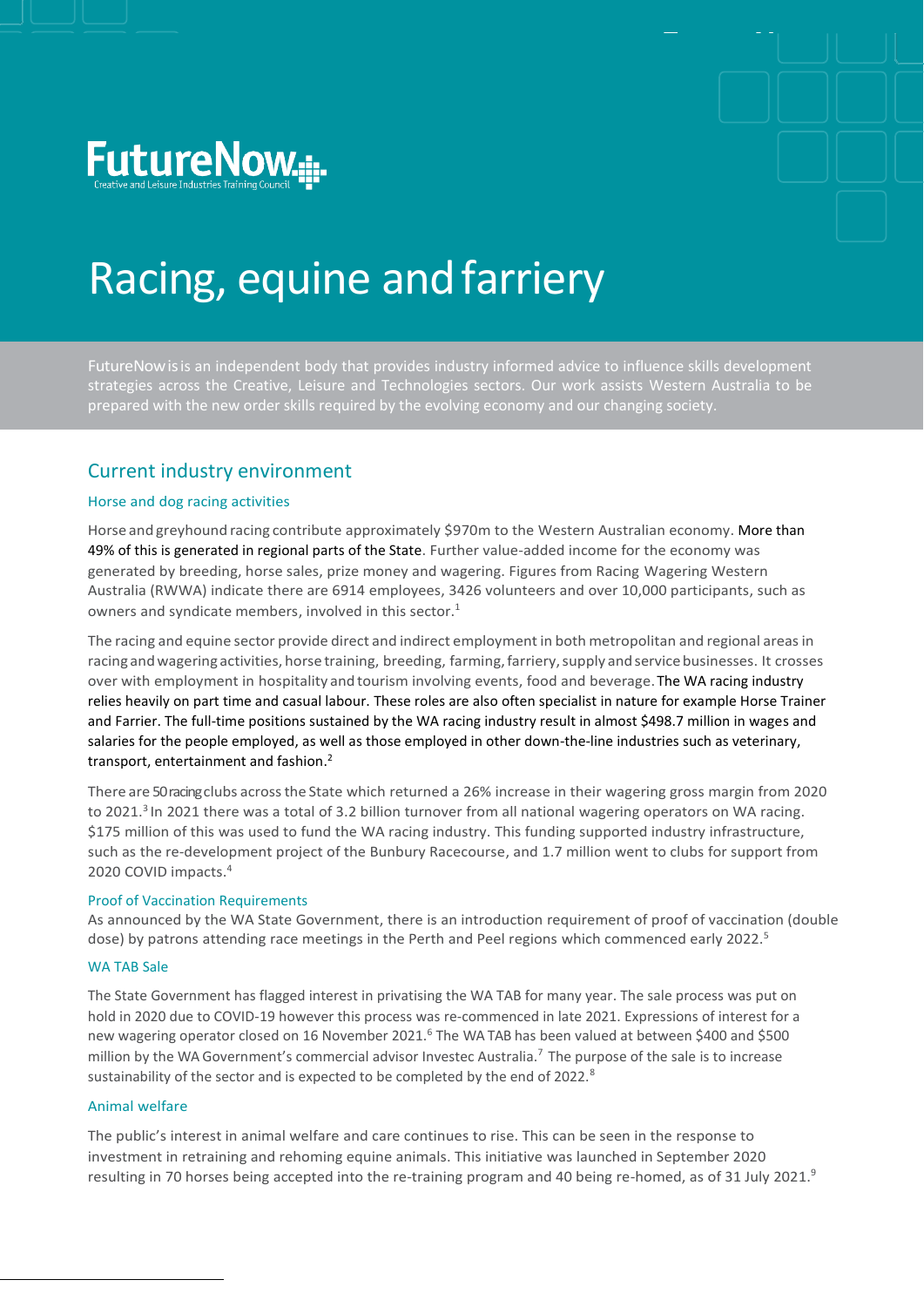FutureNow

Creative and Leisure Industries Training Council

# Racing, equine and farriery

FutureNow is is an independent body that provides industry informed advice to influence skills development strategies across the Creative, Leisure and Technologies sectors. Our work assists Western Australia to be prepared with the new order skills required by the evolving economy and our changing society.

## Current industry environment

### Horse and dog racing activities

Horse and greyhound racing contribute approximately $970m to the Western Australian economy. More than 49% of this is generated in regional parts of the State. Further value-added income for the economy was generated by breeding, horse sales, prize money and wagering. Figures from Racing Wagering Western Australia (RWWA) indicate there are 6914 employees, 3426 volunteers and over 10,000 participants, such as owners and syndicate members, involved in this sector.[1]

The racing and equine sector provide direct and indirect employment in both metropolitan and regional areas in racing and wagering activities, horse training, breeding, farming, farriery, supply and service businesses. It crosses over with employment in hospitality and tourism involving events, food and beverage. The WA racing industry relies heavily on part time and casual labour. These roles are also often specialist in nature for example Horse Trainer and Farrier. The full-time positions sustained by the WA racing industry result in almost $498.7 million in wages and salaries for the people employed, as well as those employed in other down-the-line industries such as veterinary, transport, entertainment and fashion.[2]

There are 50 racing clubs across the State which returned a 26% increase in their wagering gross margin from 2020 to 2021.[3] In 2021 there was a total of 3.2 billion turnover from all national wagering operators on WA racing. $175 million of this was used to fund the WA racing industry. This funding supported industry infrastructure, such as the re-development project of the Bunbury Racecourse, and 1.7 million went to clubs for support from 2020 COVID impacts.[4]

### Proof of Vaccination Requirements

As announced by the WA State Government, there is an introduction requirement of proof of vaccination (double dose) by patrons attending race meetings in the Perth and Peel regions which commenced early 2022.[5]

### WA TAB Sale

The State Government has flagged interest in privatising the WA TAB for many year. The sale process was put on hold in 2020 due to COVID-19 however this process was re-commenced in late 2021. Expressions of interest for a new wagering operator closed on 16 November 2021.[6] The WA TAB has been valued at between $400 and $500 million by the WA Government's commercial advisor Investec Australia.[7] The purpose of the sale is to increase sustainability of the sector and is expected to be completed by the end of 2022.[8]

### Animal welfare

The public's interest in animal welfare and care continues to rise. This can be seen in the response to investment in retraining and rehoming equine animals. This initiative was launched in September 2020 resulting in 70 horses being accepted into the re-training program and 40 being re-homed, as of 31 July 2021.[9]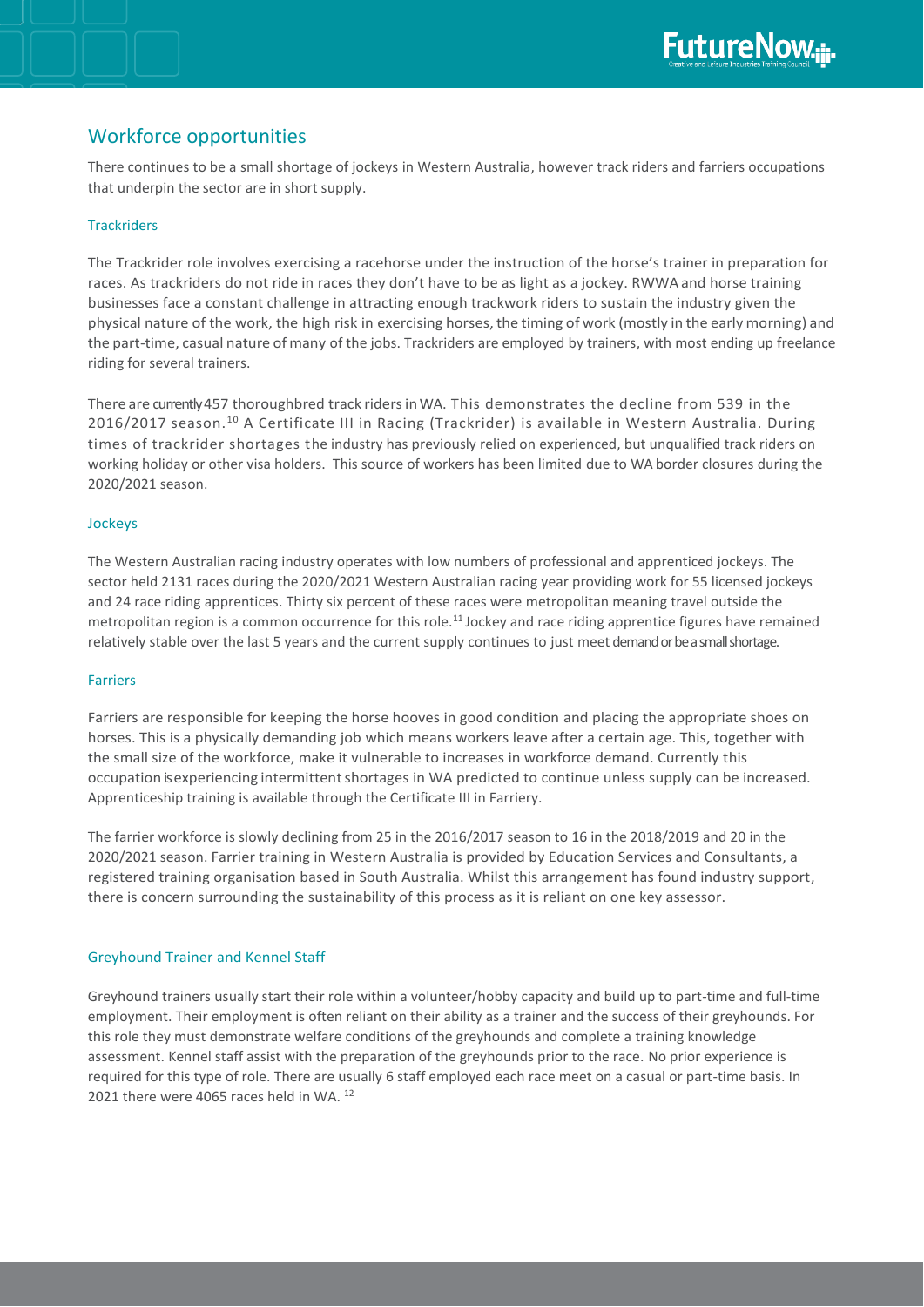## Workforce opportunities

There continues to be a small shortage of jockeys in Western Australia, however track riders and farriers occupations that underpin the sector are in short supply.

### Trackriders

The Trackrider role involves exercising a racehorse under the instruction of the horse's trainer in preparation for races. As trackriders do not ride in races they don't have to be as light as a jockey. RWWA and horse training businesses face a constant challenge in attracting enough trackwork riders to sustain the industry given the physical nature of the work, the high risk in exercising horses, the timing of work (mostly in the early morning) and the part-time, casual nature of many of the jobs. Trackriders are employed by trainers, with most ending up freelance riding for several trainers.

There are currently 457 thoroughbred track riders in WA. This demonstrates the decline from 539 in the 2016/2017 season.[10] A Certificate III in Racing (Trackrider) is available in Western Australia. During times of trackrider shortages the industry has previously relied on experienced, but unqualified track riders on working holiday or other visa holders. This source of workers has been limited due to WA border closures during the 2020/2021 season.

### Jockeys

The Western Australian racing industry operates with low numbers of professional and apprenticed jockeys. The sector held 2131 races during the 2020/2021 Western Australian racing year providing work for 55 licensed jockeys and 24 race riding apprentices. Thirty six percent of these races were metropolitan meaning travel outside the metropolitan region is a common occurrence for this role.[11] Jockey and race riding apprentice figures have remained relatively stable over the last 5 years and the current supply continues to just meet demand or be a small shortage.

### Farriers

Farriers are responsible for keeping the horse hooves in good condition and placing the appropriate shoes on horses. This is a physically demanding job which means workers leave after a certain age. This, together with the small size of the workforce, make it vulnerable to increases in workforce demand. Currently this occupation is experiencing intermittent shortages in WA predicted to continue unless supply can be increased. Apprenticeship training is available through the Certificate III in Farriery.

The farrier workforce is slowly declining from 25 in the 2016/2017 season to 16 in the 2018/2019 and 20 in the 2020/2021 season. Farrier training in Western Australia is provided by Education Services and Consultants, a registered training organisation based in South Australia. Whilst this arrangement has found industry support, there is concern surrounding the sustainability of this process as it is reliant on one key assessor.

### Greyhound Trainer and Kennel Staff

Greyhound trainers usually start their role within a volunteer/hobby capacity and build up to part-time and full-time employment. Their employment is often reliant on their ability as a trainer and the success of their greyhounds. For this role they must demonstrate welfare conditions of the greyhounds and complete a training knowledge assessment. Kennel staff assist with the preparation of the greyhounds prior to the race. No prior experience is required for this type of role. There are usually 6 staff employed each race meet on a casual or part-time basis. In 2021 there were 4065 races held in WA. [12]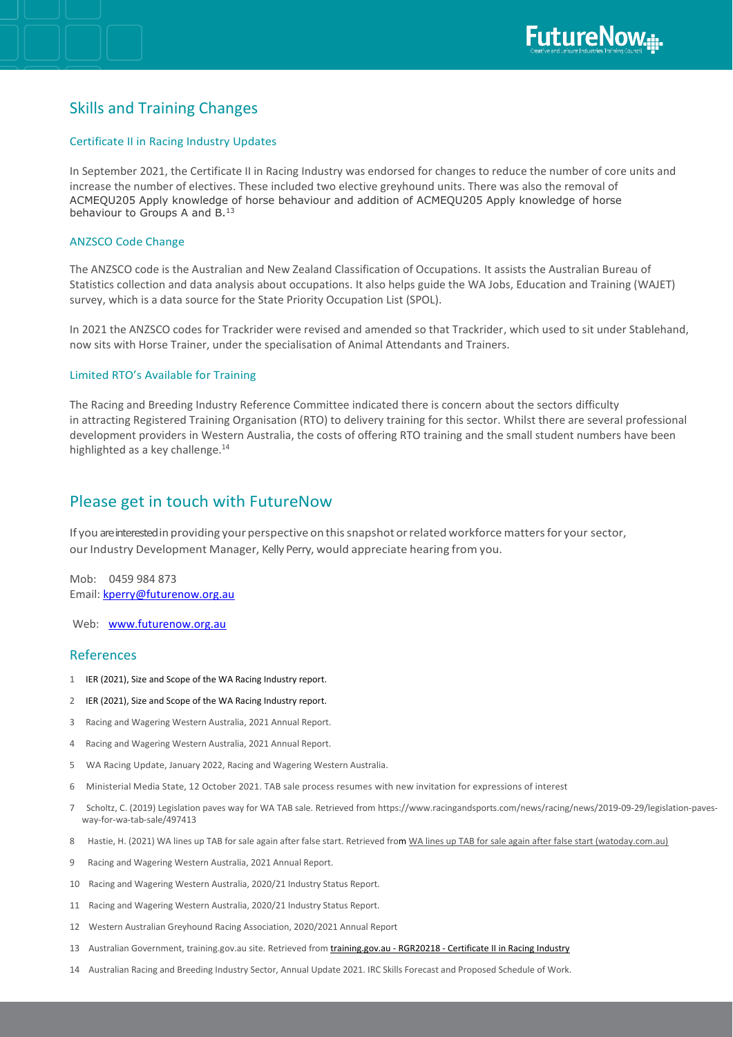## Skills and Training Changes

### Certificate II in Racing Industry Updates

In September 2021, the Certificate II in Racing Industry was endorsed for changes to reduce the number of core units and increase the number of electives. These included two elective greyhound units. There was also the removal of ACMEQU205 Apply knowledge of horse behaviour and addition of ACMEQU205 Apply knowledge of horse behaviour to Groups A and B.[13]

### ANZSCO Code Change

The ANZSCO code is the Australian and New Zealand Classification of Occupations. It assists the Australian Bureau of Statistics collection and data analysis about occupations. It also helps guide the WA Jobs, Education and Training (WAJET) survey, which is a data source for the State Priority Occupation List (SPOL).

In 2021 the ANZSCO codes for Trackrider were revised and amended so that Trackrider, which used to sit under Stablehand, now sits with Horse Trainer, under the specialisation of Animal Attendants and Trainers.

### Limited RTO's Available for Training

The Racing and Breeding Industry Reference Committee indicated there is concern about the sectors difficulty in attracting Registered Training Organisation (RTO) to delivery training for this sector. Whilst there are several professional development providers in Western Australia, the costs of offering RTO training and the small student numbers have been highlighted as a key challenge.[14]

## Please get in touch with FutureNow

If you are interested in providing your perspective on this snapshot or related workforce matters for your sector, our Industry Development Manager, Kelly Perry, would appreciate hearing from you.

Mob: 0459 984 873
Email: kperry@futurenow.org.au

Web: www.futurenow.org.au

## References

1 IER (2021), Size and Scope of the WA Racing Industry report.

2 IER (2021), Size and Scope of the WA Racing Industry report.

3 Racing and Wagering Western Australia, 2021 Annual Report.

4 Racing and Wagering Western Australia, 2021 Annual Report.

5 WA Racing Update, January 2022, Racing and Wagering Western Australia.

6 Ministerial Media State, 12 October 2021. TAB sale process resumes with new invitation for expressions of interest

7 Scholtz, C. (2019) Legislation paves way for WA TAB sale. Retrieved from https://www.racingandsports.com/news/racing/news/2019-09-29/legislation-paves-way-for-wa-tab-sale/497413

8 Hastie, H. (2021) WA lines up TAB for sale again after false start. Retrieved from WA lines up TAB for sale again after false start (watoday.com.au)

9 Racing and Wagering Western Australia, 2021 Annual Report.

10 Racing and Wagering Western Australia, 2020/21 Industry Status Report.

11 Racing and Wagering Western Australia, 2020/21 Industry Status Report.

12 Western Australian Greyhound Racing Association, 2020/2021 Annual Report

13 Australian Government, training.gov.au site. Retrieved from training.gov.au - RGR20218 - Certificate II in Racing Industry

14 Australian Racing and Breeding Industry Sector, Annual Update 2021. IRC Skills Forecast and Proposed Schedule of Work.